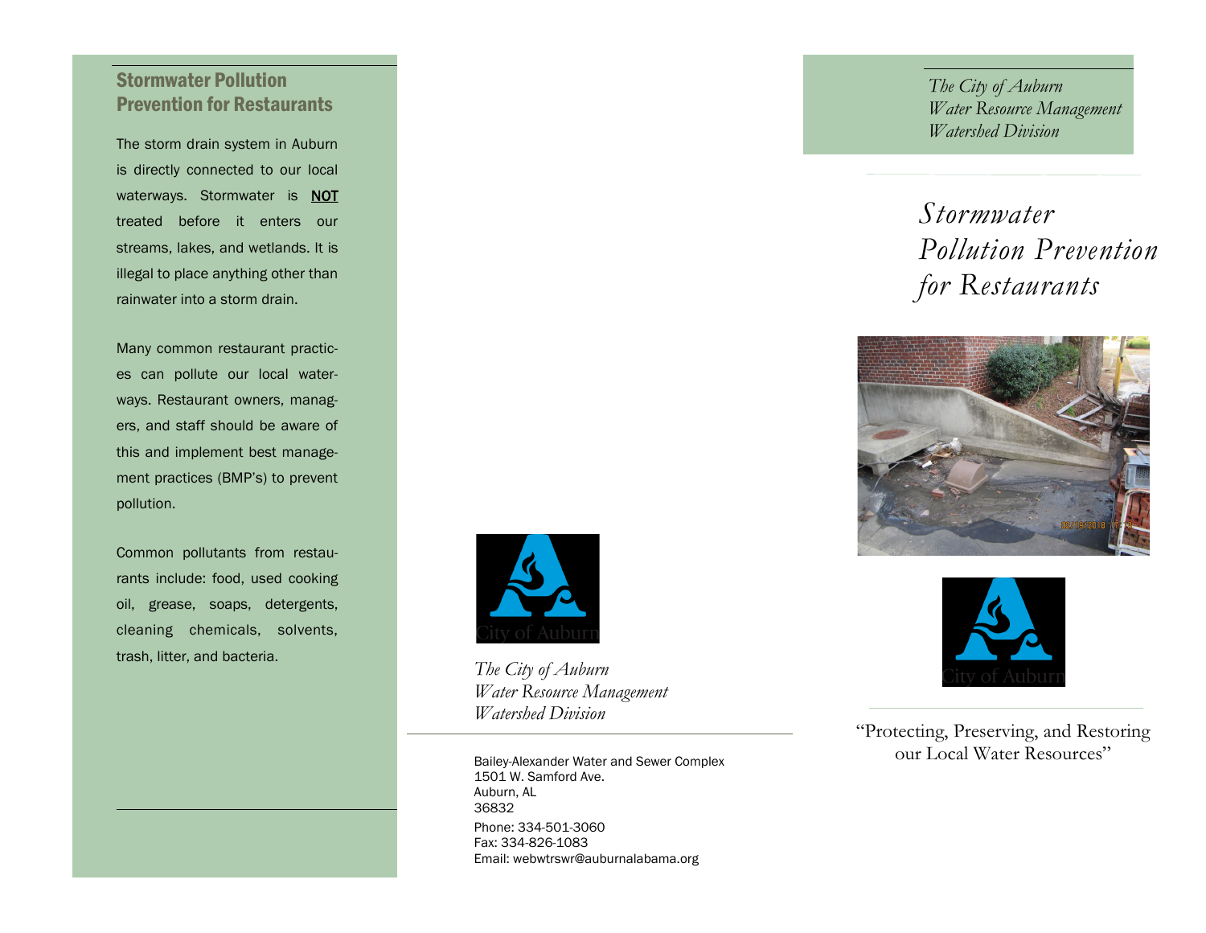## Stormwater Pollution Prevention for Restaurants

The storm drain system in Auburn is directly connected to our local waterways. Stormwater is **NOT** treated before it enters our streams, lakes, and wetlands. It is illegal to place anything other than rainwater into a storm drain.

Many common restaurant practices can pollute our local waterways. Restaurant owners, managers, and staff should be aware of this and implement best management practices (BMP's) to prevent pollution.

Common pollutants from restaurants include: food, used cooking oil, grease, soaps, detergents, cleaning chemicals, solvents, trash, litter, and bacteria.

City of Auburn

*The City of Auburn*
*Water Resource Management*
*Watershed Division*

Bailey-Alexander Water and Sewer Complex
1501 W. Samford Ave.
Auburn, AL
36832

Phone: 334-501-3060
Fax: 334-826-1083
Email: webwtrswr@auburnalabama.org

*The City of Auburn*
*Water Resource Management*
*Watershed Division*

# *Stormwater Pollution Prevention for Restaurants*

City of Auburn

"Protecting, Preserving, and Restoring our Local Water Resources"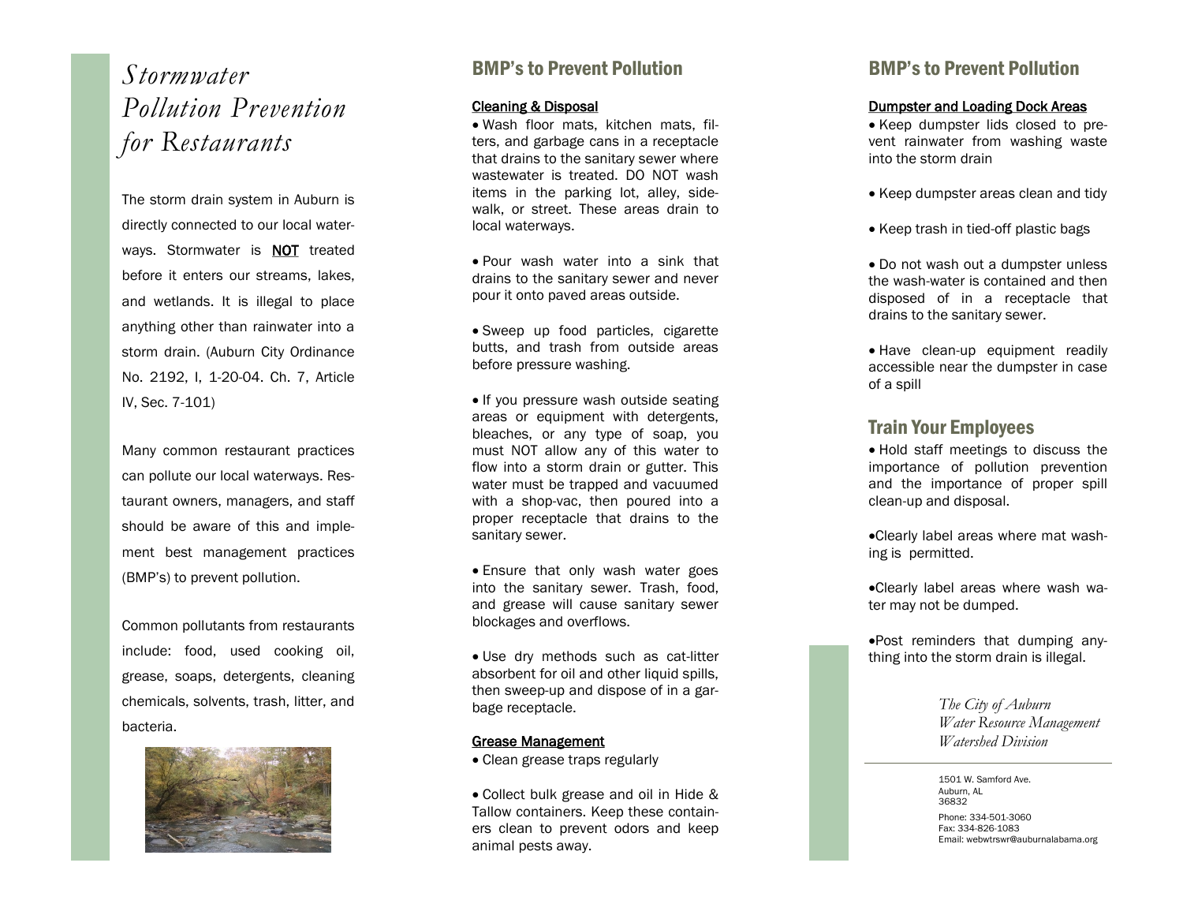# *Stormwater Pollution Prevention for Restaurants*

The storm drain system in Auburn is directly connected to our local waterways. Stormwater is **NOT** treated before it enters our streams, lakes, and wetlands. It is illegal to place anything other than rainwater into a storm drain. (Auburn City Ordinance No. 2192, I, 1-20-04. Ch. 7, Article IV, Sec. 7-101)

Many common restaurant practices can pollute our local waterways. Restaurant owners, managers, and staff should be aware of this and implement best management practices (BMP's) to prevent pollution.

Common pollutants from restaurants include: food, used cooking oil, grease, soaps, detergents, cleaning chemicals, solvents, trash, litter, and bacteria.

## BMP's to Prevent Pollution

### Cleaning & Disposal

- Wash floor mats, kitchen mats, filters, and garbage cans in a receptacle that drains to the sanitary sewer where wastewater is treated. DO NOT wash items in the parking lot, alley, sidewalk, or street. These areas drain to local waterways.
- Pour wash water into a sink that drains to the sanitary sewer and never pour it onto paved areas outside.
- Sweep up food particles, cigarette butts, and trash from outside areas before pressure washing.
- If you pressure wash outside seating areas or equipment with detergents, bleaches, or any type of soap, you must NOT allow any of this water to flow into a storm drain or gutter. This water must be trapped and vacuumed with a shop-vac, then poured into a proper receptacle that drains to the sanitary sewer.
- Ensure that only wash water goes into the sanitary sewer. Trash, food, and grease will cause sanitary sewer blockages and overflows.
- Use dry methods such as cat-litter absorbent for oil and other liquid spills, then sweep-up and dispose of in a garbage receptacle.

### Grease Management

- Clean grease traps regularly
- Collect bulk grease and oil in Hide & Tallow containers. Keep these containers clean to prevent odors and keep animal pests away.

## BMP's to Prevent Pollution

### Dumpster and Loading Dock Areas

- Keep dumpster lids closed to prevent rainwater from washing waste into the storm drain
- Keep dumpster areas clean and tidy
- Keep trash in tied-off plastic bags
- Do not wash out a dumpster unless the wash-water is contained and then disposed of in a receptacle that drains to the sanitary sewer.
- Have clean-up equipment readily accessible near the dumpster in case of a spill

## Train Your Employees

- Hold staff meetings to discuss the importance of pollution prevention and the importance of proper spill clean-up and disposal.
- Clearly label areas where mat washing is permitted.
- Clearly label areas where wash water may not be dumped.
- Post reminders that dumping anything into the storm drain is illegal.

*The City of Auburn*
*Water Resource Management*
*Watershed Division*

1501 W. Samford Ave.
Auburn, AL
36832

Phone: 334-501-3060
Fax: 334-826-1083
Email: webwtrswr@auburnalabama.org